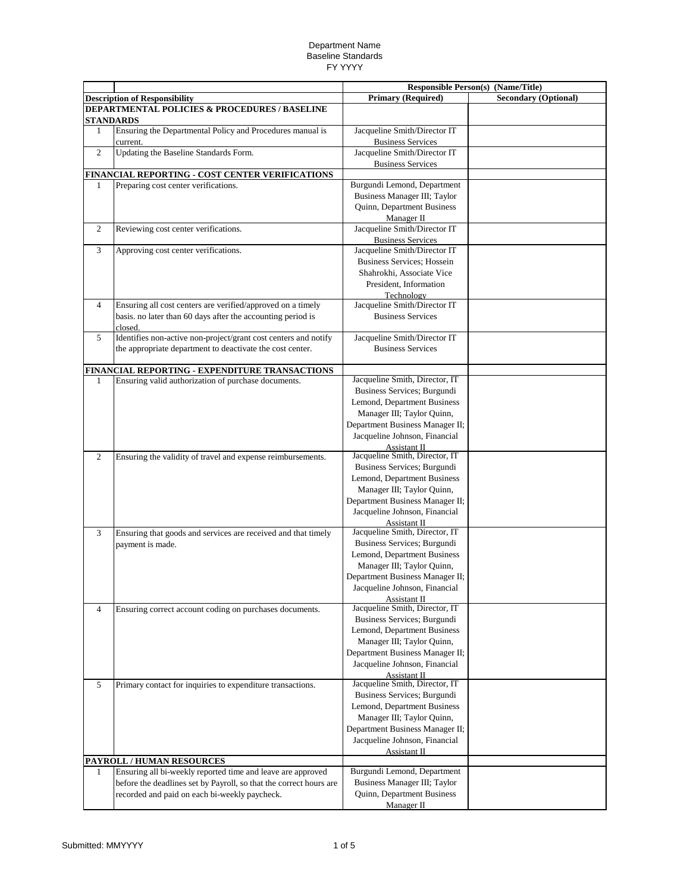Department Name
Baseline Standards
FY YYYY

| | | Responsible Person(s) (Name/Title) | |
|---|---|---|---|
| **Description of Responsibility** | | **Primary (Required)** | **Secondary (Optional)** |
| **DEPARTMENTAL POLICIES & PROCEDURES / BASELINE STANDARDS** | | | |
| 1 | Ensuring the Departmental Policy and Procedures manual is current. | Jacqueline Smith/Director IT Business Services | |
| 2 | Updating the Baseline Standards Form. | Jacqueline Smith/Director IT Business Services | |
| **FINANCIAL REPORTING - COST CENTER VERIFICATIONS** | | | |
| 1 | Preparing cost center verifications. | Burgundi Lemond, Department Business Manager III; Taylor Quinn, Department Business Manager II | |
| 2 | Reviewing cost center verifications. | Jacqueline Smith/Director IT Business Services | |
| 3 | Approving cost center verifications. | Jacqueline Smith/Director IT Business Services; Hossein Shahrokhi, Associate Vice President, Information Technology | |
| 4 | Ensuring all cost centers are verified/approved on a timely basis. no later than 60 days after the accounting period is closed. | Jacqueline Smith/Director IT Business Services | |
| 5 | Identifies non-active non-project/grant cost centers and notify the appropriate department to deactivate the cost center. | Jacqueline Smith/Director IT Business Services | |
| **FINANCIAL REPORTING - EXPENDITURE TRANSACTIONS** | | | |
| 1 | Ensuring valid authorization of purchase documents. | Jacqueline Smith, Director, IT Business Services; Burgundi Lemond, Department Business Manager III; Taylor Quinn, Department Business Manager II; Jacqueline Johnson, Financial Assistant II | |
| 2 | Ensuring the validity of travel and expense reimbursements. | Jacqueline Smith, Director, IT Business Services; Burgundi Lemond, Department Business Manager III; Taylor Quinn, Department Business Manager II; Jacqueline Johnson, Financial Assistant II | |
| 3 | Ensuring that goods and services are received and that timely payment is made. | Jacqueline Smith, Director, IT Business Services; Burgundi Lemond, Department Business Manager III; Taylor Quinn, Department Business Manager II; Jacqueline Johnson, Financial Assistant II | |
| 4 | Ensuring correct account coding on purchases documents. | Jacqueline Smith, Director, IT Business Services; Burgundi Lemond, Department Business Manager III; Taylor Quinn, Department Business Manager II; Jacqueline Johnson, Financial Assistant II | |
| 5 | Primary contact for inquiries to expenditure transactions. | Jacqueline Smith, Director, IT Business Services; Burgundi Lemond, Department Business Manager III; Taylor Quinn, Department Business Manager II; Jacqueline Johnson, Financial Assistant II | |
| **PAYROLL / HUMAN RESOURCES** | | | |
| 1 | Ensuring all bi-weekly reported time and leave are approved before the deadlines set by Payroll, so that the correct hours are recorded and paid on each bi-weekly paycheck. | Burgundi Lemond, Department Business Manager III; Taylor Quinn, Department Business Manager II | |

Submitted: MMYYYY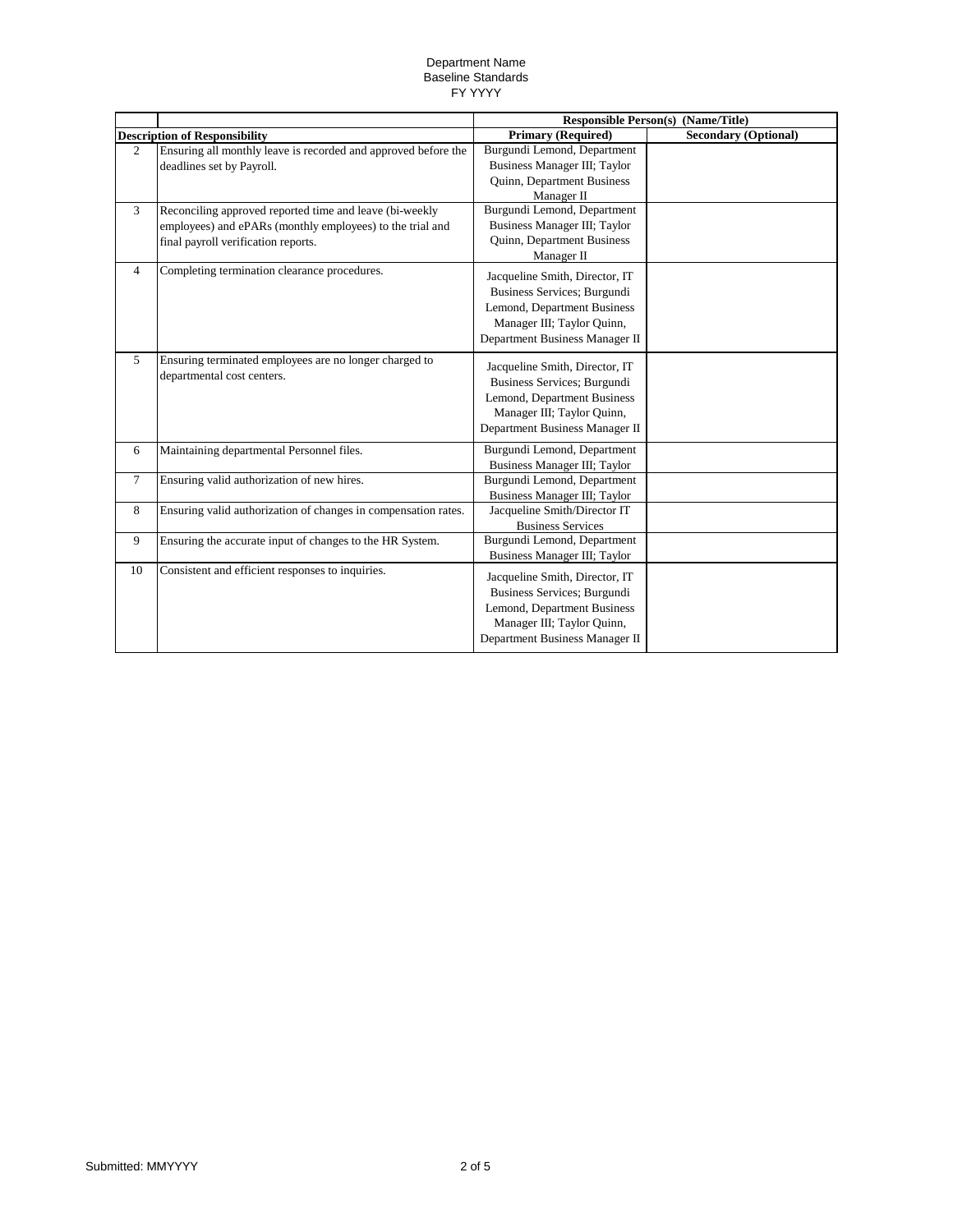Department Name
Baseline Standards
FY YYYY

| | | Responsible Person(s) (Name/Title) | |
|---|---|---|---|
| **Description of Responsibility** | | **Primary (Required)** | **Secondary (Optional)** |
| 2 | Ensuring all monthly leave is recorded and approved before the deadlines set by Payroll. | Burgundi Lemond, Department Business Manager III; Taylor Quinn, Department Business Manager II | |
| 3 | Reconciling approved reported time and leave (bi-weekly employees) and ePARs (monthly employees) to the trial and final payroll verification reports. | Burgundi Lemond, Department Business Manager III; Taylor Quinn, Department Business Manager II | |
| 4 | Completing termination clearance procedures. | Jacqueline Smith, Director, IT Business Services; Burgundi Lemond, Department Business Manager III; Taylor Quinn, Department Business Manager II | |
| 5 | Ensuring terminated employees are no longer charged to departmental cost centers. | Jacqueline Smith, Director, IT Business Services; Burgundi Lemond, Department Business Manager III; Taylor Quinn, Department Business Manager II | |
| 6 | Maintaining departmental Personnel files. | Burgundi Lemond, Department Business Manager III; Taylor | |
| 7 | Ensuring valid authorization of new hires. | Burgundi Lemond, Department Business Manager III; Taylor | |
| 8 | Ensuring valid authorization of changes in compensation rates. | Jacqueline Smith/Director IT Business Services | |
| 9 | Ensuring the accurate input of changes to the HR System. | Burgundi Lemond, Department Business Manager III; Taylor | |
| 10 | Consistent and efficient responses to inquiries. | Jacqueline Smith, Director, IT Business Services; Burgundi Lemond, Department Business Manager III; Taylor Quinn, Department Business Manager II | |

Submitted: MMYYYY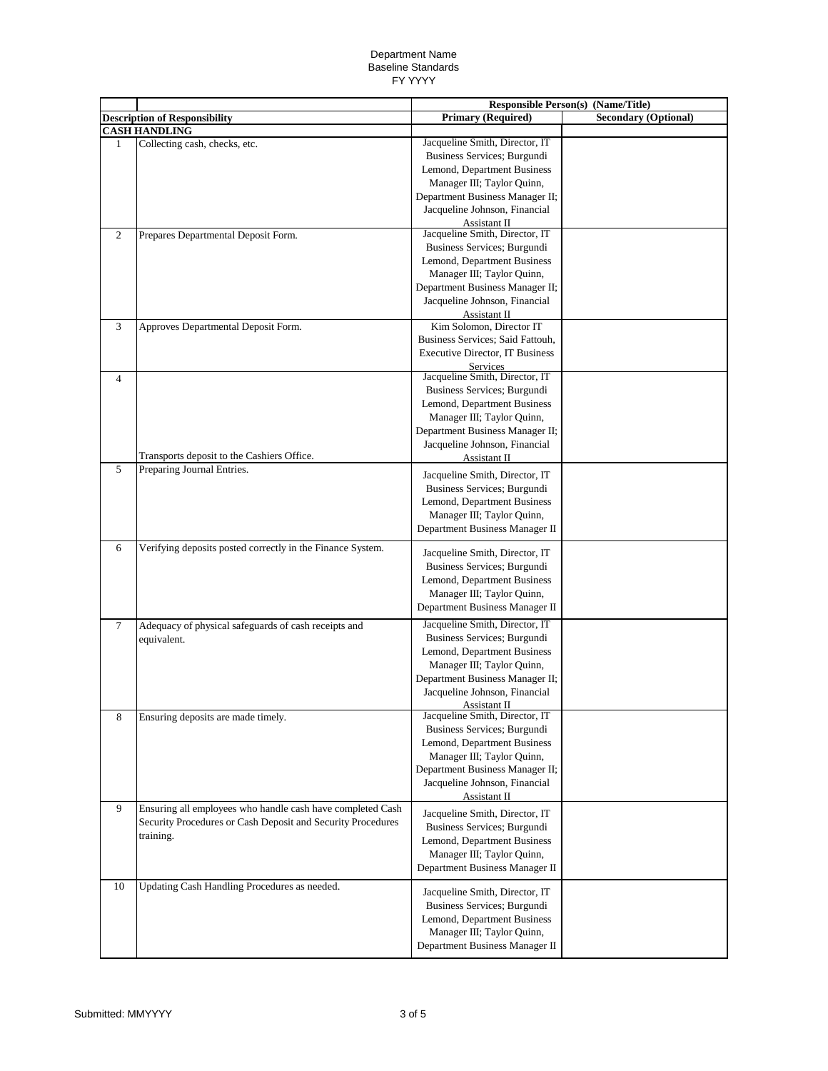Department Name
Baseline Standards
FY YYYY

| | | Responsible Person(s) (Name/Title) | |
|---|---|---|---|
| | **Description of Responsibility** | **Primary (Required)** | **Secondary (Optional)** |
| | **CASH HANDLING** | | |
| 1 | Collecting cash, checks, etc. | Jacqueline Smith, Director, IT Business Services; Burgundi Lemond, Department Business Manager III; Taylor Quinn, Department Business Manager II; Jacqueline Johnson, Financial Assistant II | |
| 2 | Prepares Departmental Deposit Form. | Jacqueline Smith, Director, IT Business Services; Burgundi Lemond, Department Business Manager III; Taylor Quinn, Department Business Manager II; Jacqueline Johnson, Financial Assistant II | |
| 3 | Approves Departmental Deposit Form. | Kim Solomon, Director IT Business Services; Said Fattouh, Executive Director, IT Business Services | |
| 4 | Transports deposit to the Cashiers Office. | Jacqueline Smith, Director, IT Business Services; Burgundi Lemond, Department Business Manager III; Taylor Quinn, Department Business Manager II; Jacqueline Johnson, Financial Assistant II | |
| 5 | Preparing Journal Entries. | Jacqueline Smith, Director, IT Business Services; Burgundi Lemond, Department Business Manager III; Taylor Quinn, Department Business Manager II | |
| 6 | Verifying deposits posted correctly in the Finance System. | Jacqueline Smith, Director, IT Business Services; Burgundi Lemond, Department Business Manager III; Taylor Quinn, Department Business Manager II | |
| 7 | Adequacy of physical safeguards of cash receipts and equivalent. | Jacqueline Smith, Director, IT Business Services; Burgundi Lemond, Department Business Manager III; Taylor Quinn, Department Business Manager II; Jacqueline Johnson, Financial Assistant II | |
| 8 | Ensuring deposits are made timely. | Jacqueline Smith, Director, IT Business Services; Burgundi Lemond, Department Business Manager III; Taylor Quinn, Department Business Manager II; Jacqueline Johnson, Financial Assistant II | |
| 9 | Ensuring all employees who handle cash have completed Cash Security Procedures or Cash Deposit and Security Procedures training. | Jacqueline Smith, Director, IT Business Services; Burgundi Lemond, Department Business Manager III; Taylor Quinn, Department Business Manager II | |
| 10 | Updating Cash Handling Procedures as needed. | Jacqueline Smith, Director, IT Business Services; Burgundi Lemond, Department Business Manager III; Taylor Quinn, Department Business Manager II | |

Submitted: MMYYYY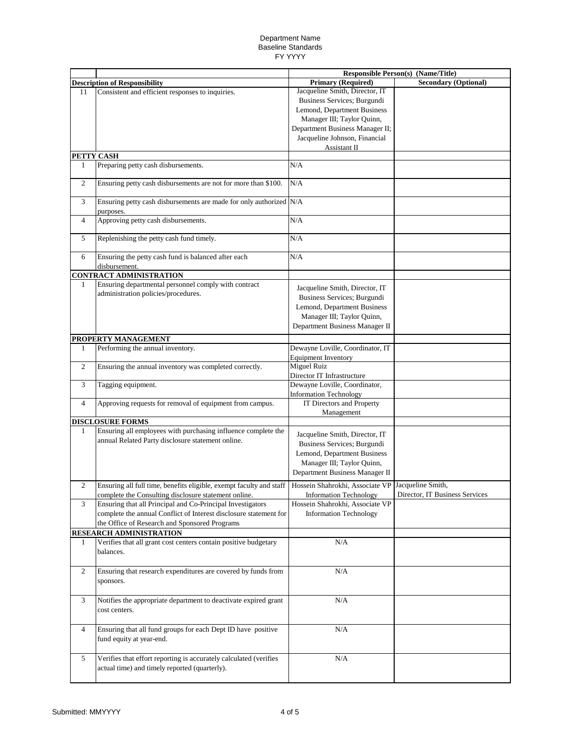Department Name
Baseline Standards
FY YYYY

| | | Responsible Person(s) (Name/Title) | |
|---|---|---|---|
| **Description of Responsibility** | | **Primary (Required)** | **Secondary (Optional)** |
| 11 | Consistent and efficient responses to inquiries. | Jacqueline Smith, Director, IT Business Services; Burgundi Lemond, Department Business Manager III; Taylor Quinn, Department Business Manager II; Jacqueline Johnson, Financial Assistant II | |
| **PETTY CASH** | | | |
| 1 | Preparing petty cash disbursements. | N/A | |
| 2 | Ensuring petty cash disbursements are not for more than $100. | N/A | |
| 3 | Ensuring petty cash disbursements are made for only authorized purposes. | N/A | |
| 4 | Approving petty cash disbursements. | N/A | |
| 5 | Replenishing the petty cash fund timely. | N/A | |
| 6 | Ensuring the petty cash fund is balanced after each disbursement. | N/A | |
| **CONTRACT ADMINISTRATION** | | | |
| 1 | Ensuring departmental personnel comply with contract administration policies/procedures. | Jacqueline Smith, Director, IT Business Services; Burgundi Lemond, Department Business Manager III; Taylor Quinn, Department Business Manager II | |
| **PROPERTY MANAGEMENT** | | | |
| 1 | Performing the annual inventory. | Dewayne Loville, Coordinator, IT Equipment Inventory | |
| 2 | Ensuring the annual inventory was completed correctly. | Miguel Ruiz Director IT Infrastructure | |
| 3 | Tagging equipment. | Dewayne Loville, Coordinator, Information Technology | |
| 4 | Approving requests for removal of equipment from campus. | IT Directors and Property Management | |
| **DISCLOSURE FORMS** | | | |
| 1 | Ensuring all employees with purchasing influence complete the annual Related Party disclosure statement online. | Jacqueline Smith, Director, IT Business Services; Burgundi Lemond, Department Business Manager III; Taylor Quinn, Department Business Manager II | |
| 2 | Ensuring all full time, benefits eligible, exempt faculty and staff complete the Consulting disclosure statement online. | Hossein Shahrokhi, Associate VP Information Technology | Jacqueline Smith, Director, IT Business Services |
| 3 | Ensuring that all Principal and Co-Principal Investigators complete the annual Conflict of Interest disclosure statement for the Office of Research and Sponsored Programs | Hossein Shahrokhi, Associate VP Information Technology | |
| **RESEARCH ADMINISTRATION** | | | |
| 1 | Verifies that all grant cost centers contain positive budgetary balances. | N/A | |
| 2 | Ensuring that research expenditures are covered by funds from sponsors. | N/A | |
| 3 | Notifies the appropriate department to deactivate expired grant cost centers. | N/A | |
| 4 | Ensuring that all fund groups for each Dept ID have positive fund equity at year-end. | N/A | |
| 5 | Verifies that effort reporting is accurately calculated (verifies actual time) and timely reported (quarterly). | N/A | |

Submitted: MMYYYY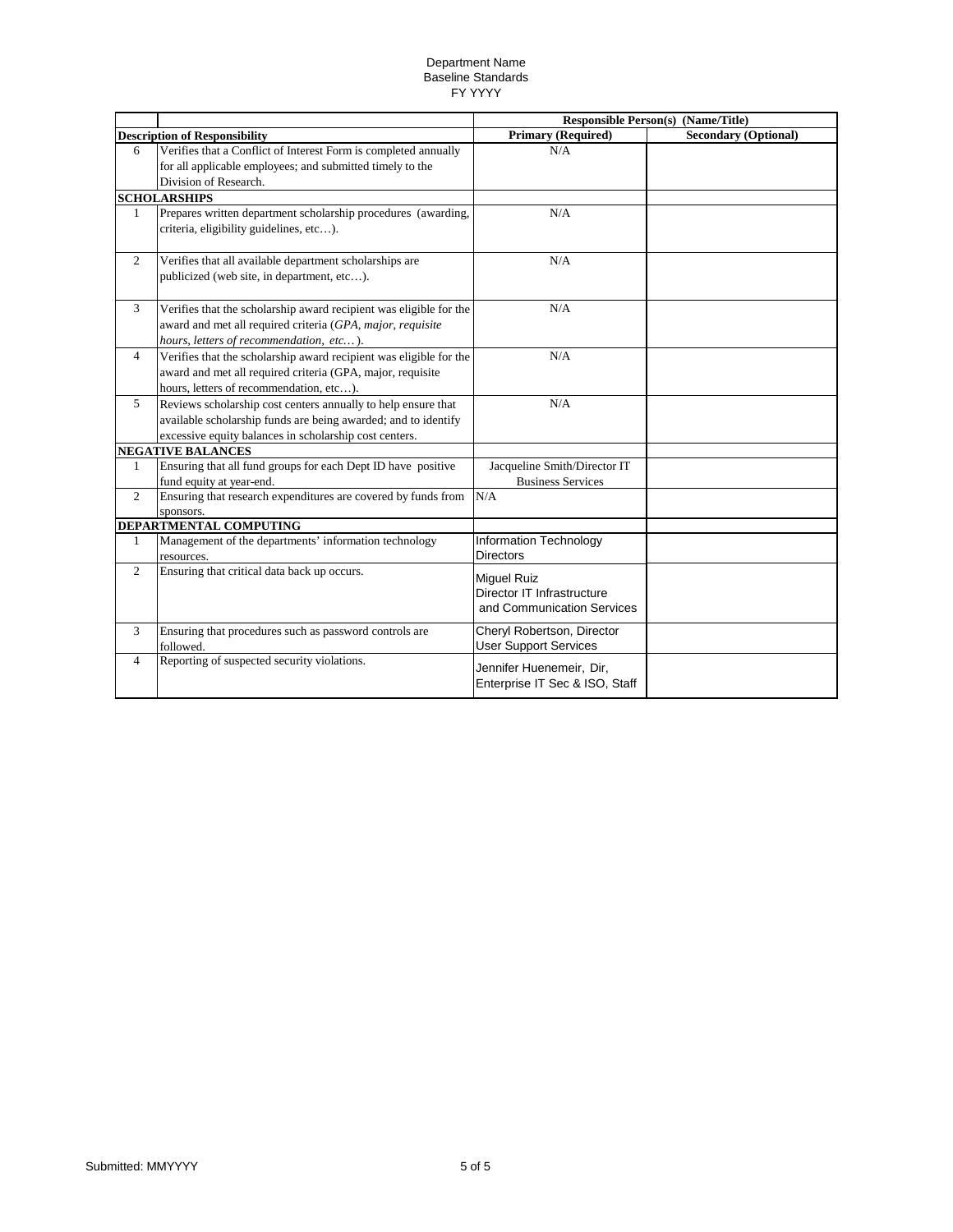Department Name
Baseline Standards
FY YYYY

| | | Responsible Person(s) (Name/Title) | |
|---|---|---|---|
| **Description of Responsibility** | | **Primary (Required)** | **Secondary (Optional)** |
| 6 | Verifies that a Conflict of Interest Form is completed annually for all applicable employees; and submitted timely to the Division of Research. | N/A | |
| **SCHOLARSHIPS** | | | |
| 1 | Prepares written department scholarship procedures (awarding, criteria, eligibility guidelines, etc…). | N/A | |
| 2 | Verifies that all available department scholarships are publicized (web site, in department, etc…). | N/A | |
| 3 | Verifies that the scholarship award recipient was eligible for the award and met all required criteria (*GPA, major, requisite hours, letters of recommendation, etc…*). | N/A | |
| 4 | Verifies that the scholarship award recipient was eligible for the award and met all required criteria (GPA, major, requisite hours, letters of recommendation, etc…). | N/A | |
| 5 | Reviews scholarship cost centers annually to help ensure that available scholarship funds are being awarded; and to identify excessive equity balances in scholarship cost centers. | N/A | |
| **NEGATIVE BALANCES** | | | |
| 1 | Ensuring that all fund groups for each Dept ID have positive fund equity at year-end. | Jacqueline Smith/Director IT Business Services | |
| 2 | Ensuring that research expenditures are covered by funds from sponsors. | N/A | |
| **DEPARTMENTAL COMPUTING** | | | |
| 1 | Management of the departments' information technology resources. | Information Technology Directors | |
| 2 | Ensuring that critical data back up occurs. | Miguel Ruiz Director IT Infrastructure and Communication Services | |
| 3 | Ensuring that procedures such as password controls are followed. | Cheryl Robertson, Director User Support Services | |
| 4 | Reporting of suspected security violations. | Jennifer Huenemeier, Dir, Enterprise IT Sec & ISO, Staff | |

Submitted: MMYYYY